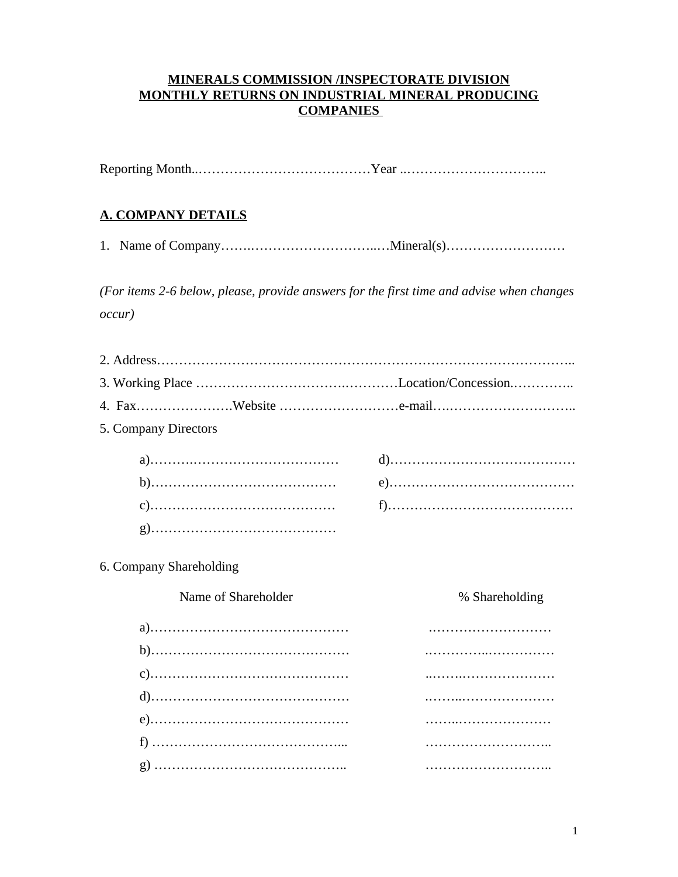# MINERALS COMMISSION /INSPECTORATE DIVISION
# MONTHLY RETURNS ON INDUSTRIAL MINERAL PRODUCING COMPANIES

Reporting Month..…………………….…………Year ..………………………..

## A. COMPANY DETAILS

1. Name of Company…….…………………………..…Mineral(s)………………………

*(For items 2-6 below, please, provide answers for the first time and advise when changes occur)*

2. Address………………………………………………………………………………..

3. Working Place …….……………………..…………Location/Concession.…………..

4. Fax………………….Website ………………………e-mail….………………………..

5. Company Directors

a)……….…………………………… d)……….…………………………

b)…………………………………… e)……….…………………………

c)…………………………………… f)……….…………………………

g)……………………………………

6. Company Shareholding

| Name of Shareholder | % Shareholding |
|---|---|
| a)……………………………………… | .……….……………… |
| b)……………………………………… | .…………..…………… |
| c)……………………………………… | ..……..………………… |
| d)……………………………………… | .……..………………… |
| e)……………………………………… | ……..………………… |
| f) ……………………………………... | ……………………….. |
| g) …………………………………….. | ……………………….. |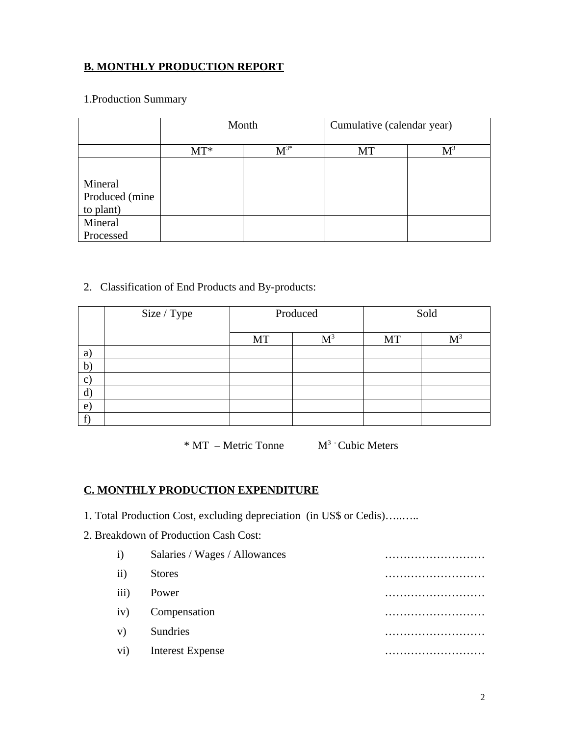## B. MONTHLY PRODUCTION REPORT

1.Production Summary

| | Month | | Cumulative (calendar year) | |
|---|---|---|---|---|
| | MT* | $M^{3*}$ | MT | $M^3$ |
| Mineral Produced (mine to plant) | | | | |
| Mineral Processed | | | | |

2. Classification of End Products and By-products:

| | Size / Type | Produced | | Sold | |
|---|---|---|---|---|---|
| | | MT | $M^3$ | MT | $M^3$ |
| a) | | | | | |
| b) | | | | | |
| c) | | | | | |
| d) | | | | | |
| e) | | | | | |
| f) | | | | | |

\* MT – Metric Tonne $M^3$ - Cubic Meters

## C. MONTHLY PRODUCTION EXPENDITURE

1. Total Production Cost, excluding depreciation (in US$ or Cedis)…..…..

2. Breakdown of Production Cash Cost:

i) Salaries / Wages / Allowances ………………………

ii) Stores ………………………

iii) Power ………………………

iv) Compensation ………………………

v) Sundries ………………………

vi) Interest Expense ………………………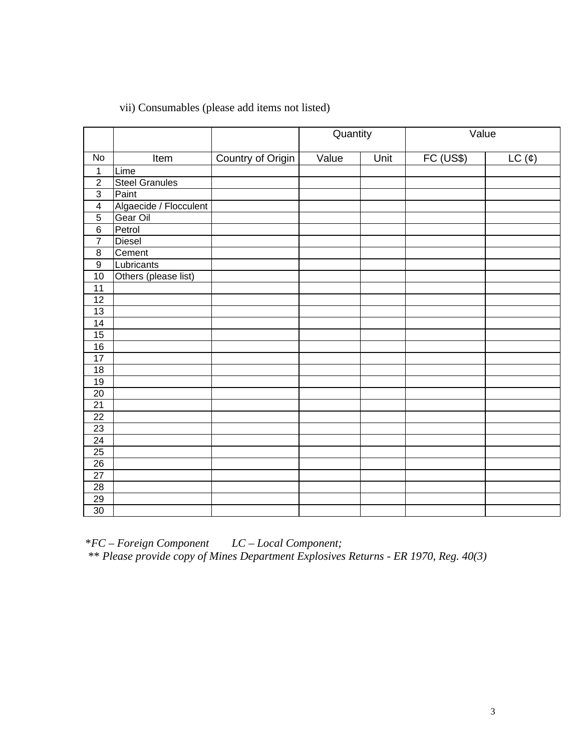vii) Consumables (please add items not listed)

| No | Item | Country of Origin | Quantity | | Value | |
|---|---|---|---|---|---|---|
| | | | Value | Unit | FC (US$) | LC (¢) |
| 1 | Lime | | | | | |
| 2 | Steel Granules | | | | | |
| 3 | Paint | | | | | |
| 4 | Algaecide / Flocculent | | | | | |
| 5 | Gear Oil | | | | | |
| 6 | Petrol | | | | | |
| 7 | Diesel | | | | | |
| 8 | Cement | | | | | |
| 9 | Lubricants | | | | | |
| 10 | Others (please list) | | | | | |
| 11 | | | | | | |
| 12 | | | | | | |
| 13 | | | | | | |
| 14 | | | | | | |
| 15 | | | | | | |
| 16 | | | | | | |
| 17 | | | | | | |
| 18 | | | | | | |
| 19 | | | | | | |
| 20 | | | | | | |
| 21 | | | | | | |
| 22 | | | | | | |
| 23 | | | | | | |
| 24 | | | | | | |
| 25 | | | | | | |
| 26 | | | | | | |
| 27 | | | | | | |
| 28 | | | | | | |
| 29 | | | | | | |
| 30 | | | | | | |

*\*FC – Foreign Component     LC – Local Component;*

*\*\* Please provide copy of Mines Department Explosives Returns - ER 1970, Reg. 40(3)*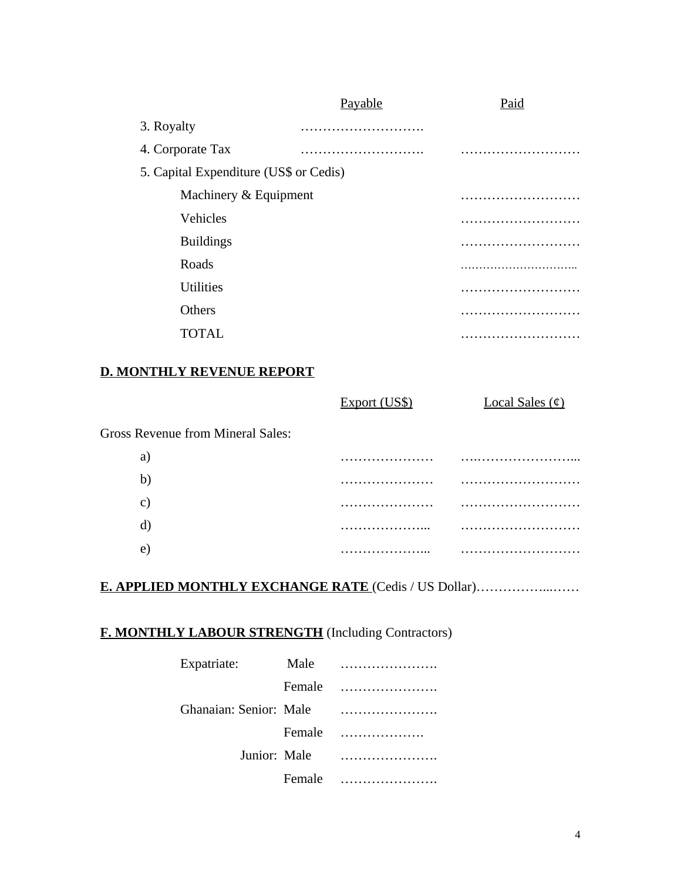|  | Payable | Paid |
|---|---|---|
| 3. Royalty | ………………………. |  |
| 4. Corporate Tax | ………………………. | ……………………… |
| 5. Capital Expenditure (US$ or Cedis) |  |  |
| Machinery & Equipment |  | ……………………… |
| Vehicles |  | ……………………… |
| Buildings |  | ……………………… |
| Roads |  | ………………………….. |
| Utilities |  | ……………………… |
| Others |  | ……………………… |
| TOTAL |  | ……………………… |

## D. MONTHLY REVENUE REPORT

|  | Export (US$) | Local Sales (¢) |
|---|---|---|
| Gross Revenue from Mineral Sales: |  |  |
| a) | ………………… | ….………………….... |
| b) | ………………… | ……………………… |
| c) | ………………… | ……………………… |
| d) | ………………... | ……………………… |
| e) | ………………... | ……………………… |

## E. APPLIED MONTHLY EXCHANGE RATE (Cedis / US Dollar)……………...……

## F. MONTHLY LABOUR STRENGTH (Including Contractors)

|  |  |  |
|---|---|---|
| Expatriate: | Male | …………………. |
|  | Female | …………………. |
| Ghanaian: Senior: | Male | …………………. |
|  | Female | ………………. |
| Junior: | Male | …………………. |
|  | Female | …………………. |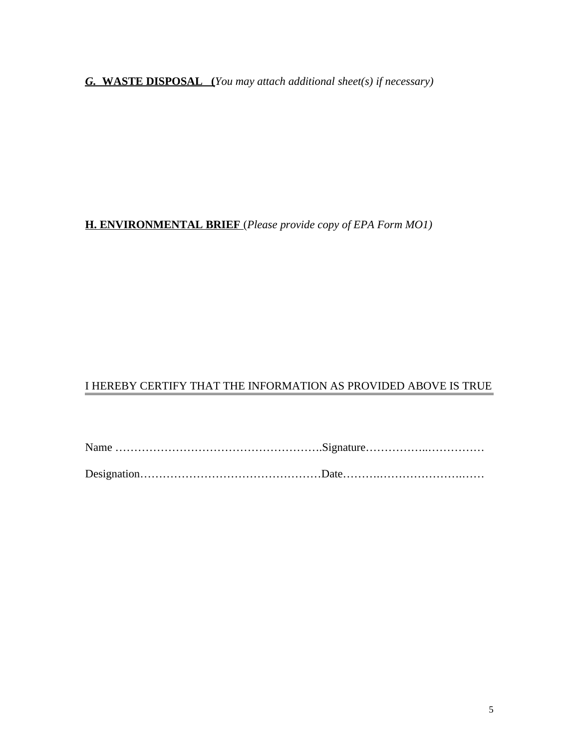***G.*** **WASTE DISPOSAL** *(You may attach additional sheet(s) if necessary)*

**H. ENVIRONMENTAL BRIEF** (*Please provide copy of EPA Form MO1)*

I HEREBY CERTIFY THAT THE INFORMATION AS PROVIDED ABOVE IS TRUE

Name …………………………………………….Signature……………..……………

Designation…………………………………………Date……….……………….……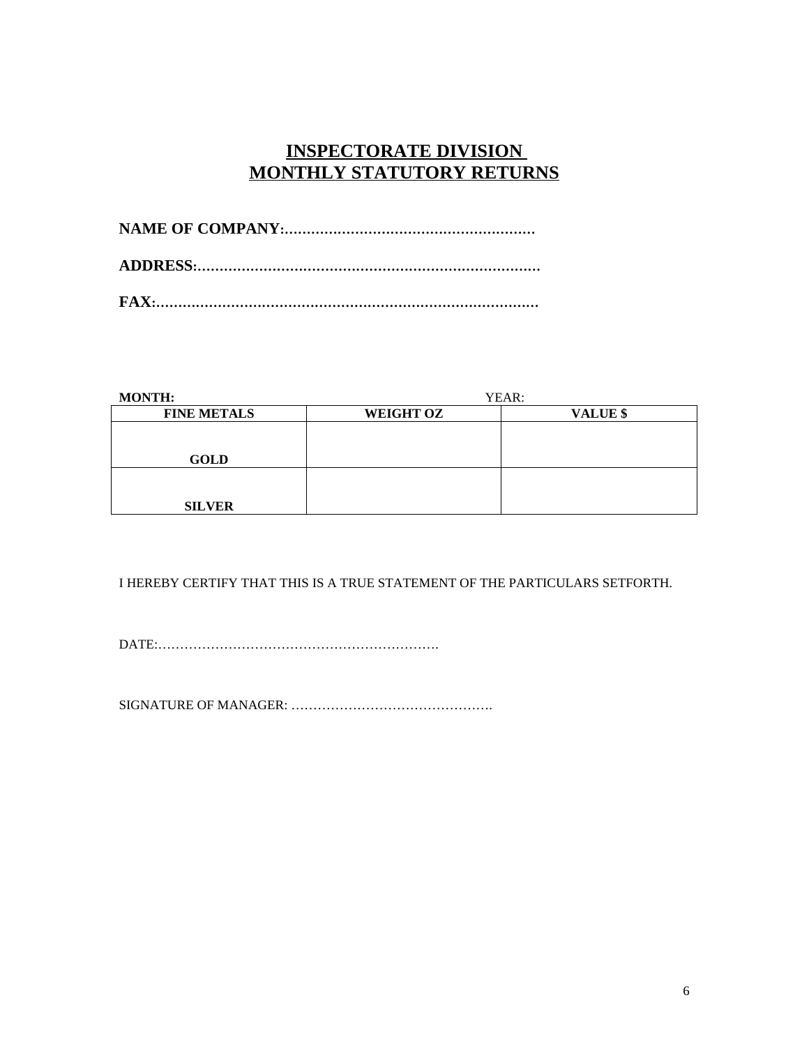# INSPECTORATE DIVISION
# MONTHLY STATUTORY RETURNS

**NAME OF COMPANY:………………………………………………**

**ADDRESS:……………………………………………………………**

**FAX:……………………………………………………………………**

**MONTH:** YEAR:

| FINE METALS | WEIGHT OZ | VALUE $ |
|---|---|---|
| **GOLD** | | |
| **SILVER** | | |

I HEREBY CERTIFY THAT THIS IS A TRUE STATEMENT OF THE PARTICULARS SETFORTH.

DATE:……………………………………………………….

SIGNATURE OF MANAGER: ……………………………………….